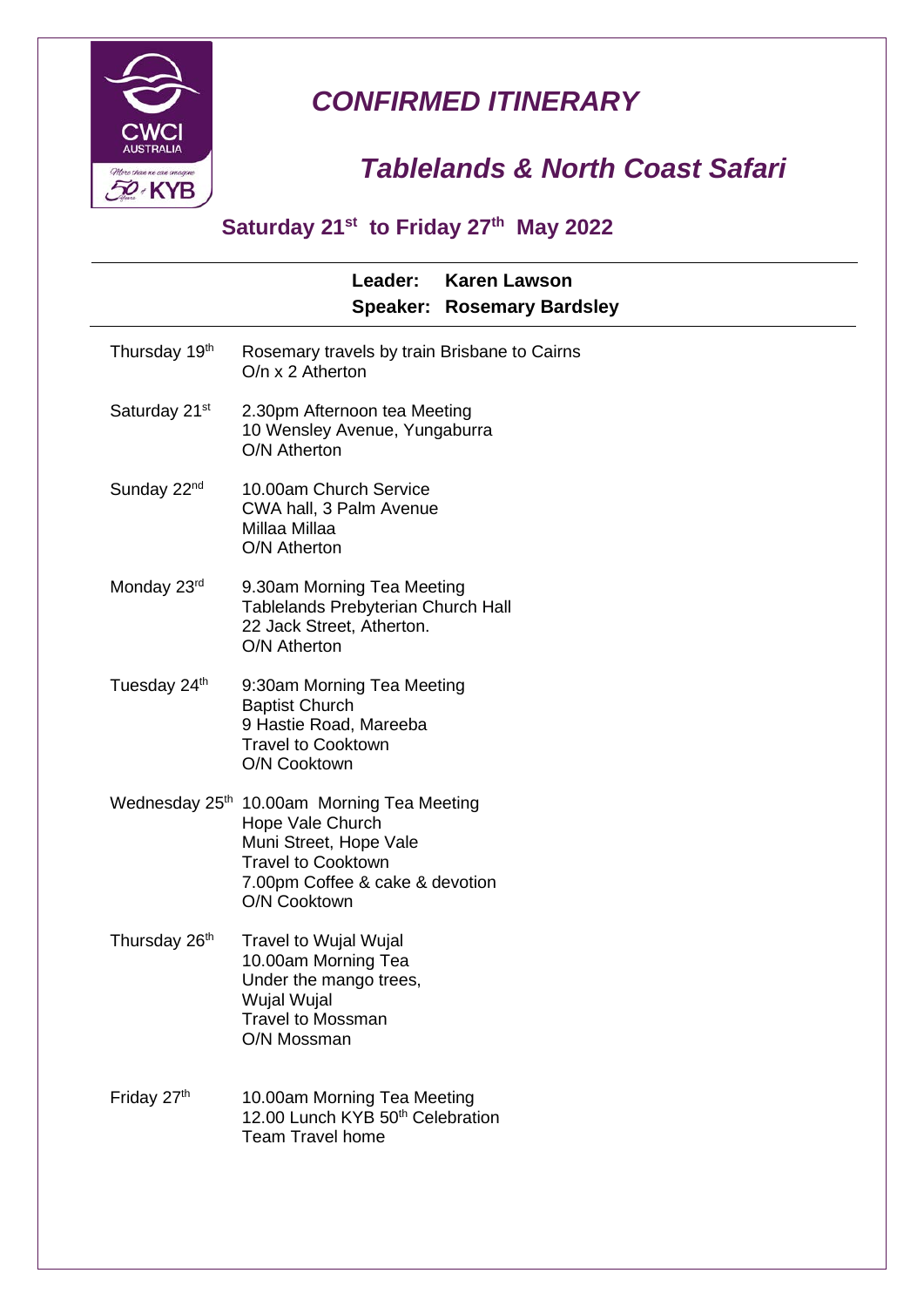# *CONFIRMED ITINERARY*

## *Tablelands & North Coast Safari*

### Saturday 21st to Friday 27th May 2022

**Leader: Karen Lawson**
**Speaker: Rosemary Bardsley**

| | |
|---|---|
| Thursday 19th | Rosemary travels by train Brisbane to Cairns<br>O/n x 2 Atherton |
| Saturday 21st | 2.30pm Afternoon tea Meeting<br>10 Wensley Avenue, Yungaburra<br>O/N Atherton |
| Sunday 22nd | 10.00am Church Service<br>CWA hall, 3 Palm Avenue<br>Millaa Millaa<br>O/N Atherton |
| Monday 23rd | 9.30am Morning Tea Meeting<br>Tablelands Prebyterian Church Hall<br>22 Jack Street, Atherton.<br>O/N Atherton |
| Tuesday 24th | 9:30am Morning Tea Meeting<br>Baptist Church<br>9 Hastie Road, Mareeba<br>Travel to Cooktown<br>O/N Cooktown |
| Wednesday 25th | 10.00am Morning Tea Meeting<br>Hope Vale Church<br>Muni Street, Hope Vale<br>Travel to Cooktown<br>7.00pm Coffee & cake & devotion<br>O/N Cooktown |
| Thursday 26th | Travel to Wujal Wujal<br>10.00am Morning Tea<br>Under the mango trees,<br>Wujal Wujal<br>Travel to Mossman<br>O/N Mossman |
| Friday 27th | 10.00am Morning Tea Meeting<br>12.00 Lunch KYB 50th Celebration<br>Team Travel home |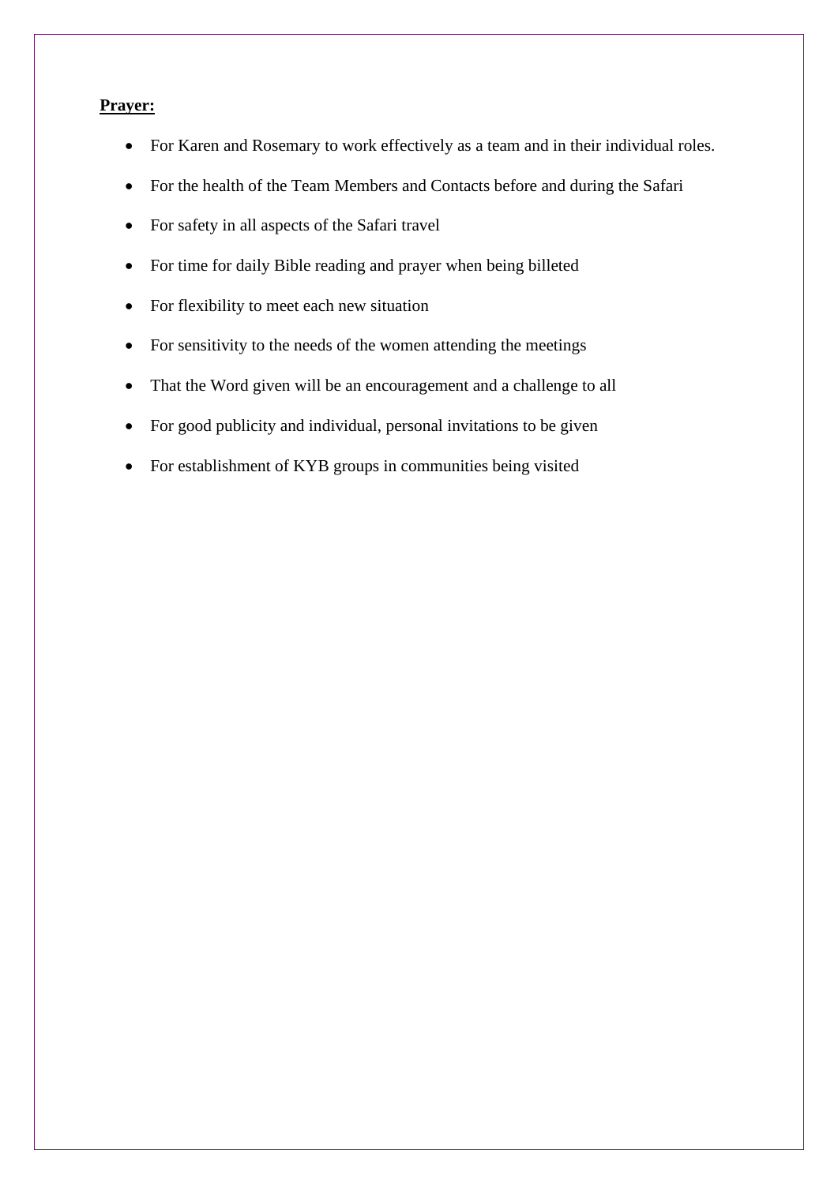**Prayer:**

- For Karen and Rosemary to work effectively as a team and in their individual roles.
- For the health of the Team Members and Contacts before and during the Safari
- For safety in all aspects of the Safari travel
- For time for daily Bible reading and prayer when being billeted
- For flexibility to meet each new situation
- For sensitivity to the needs of the women attending the meetings
- That the Word given will be an encouragement and a challenge to all
- For good publicity and individual, personal invitations to be given
- For establishment of KYB groups in communities being visited